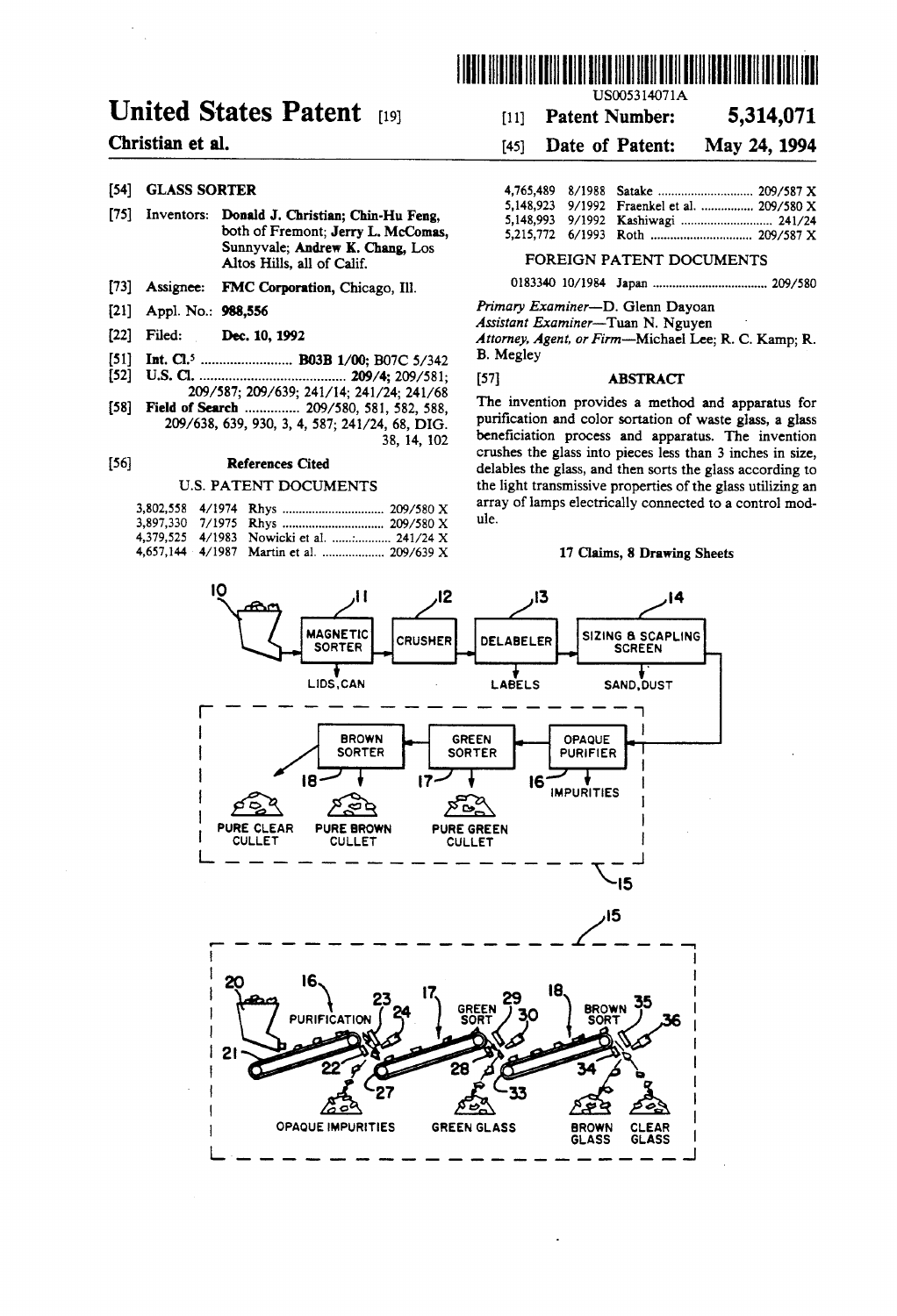US005314071A

# United States Patent [19]

**Christian et al.**

[11] **Patent Number: 5,314,071**

[45] **Date of Patent: May 24, 1994**

[54] **GLASS SORTER**

[75] Inventors: **Donald J. Christian; Chin-Hu Feng**, both of Fremont; **Jerry L. McComas**, Sunnyvale; **Andrew K. Chang**, Los Altos Hills, all of Calif.

[73] Assignee: **FMC Corporation**, Chicago, Ill.

[21] Appl. No.: **988,556**

[22] Filed: **Dec. 10, 1992**

[51] **Int. Cl.⁵** .......................... **B03B 1/00**; B07C 5/342

[52] **U.S. Cl.** .......................... **209/4**; 209/581; 209/587; 209/639; 241/14; 241/24; 241/68

[58] **Field of Search** ............... 209/580, 581, 582, 588, 209/638, 639, 930, 3, 4, 587; 241/24, 68, DIG. 38, 14, 102

[56] **References Cited**

U.S. PATENT DOCUMENTS

| | | | |
|---|---|---|---|
| 3,802,558 | 4/1974 | Rhys | 209/580 X |
| 3,897,330 | 7/1975 | Rhys | 209/580 X |
| 4,379,525 | 4/1983 | Nowicki et al. | 241/24 X |
| 4,657,144 | 4/1987 | Martin et al. | 209/639 X |
| 4,765,489 | 8/1988 | Satake | 209/587 X |
| 5,148,923 | 9/1992 | Fraenkel et al. | 209/580 X |
| 5,148,993 | 9/1992 | Kashiwagi | 241/24 |
| 5,215,772 | 6/1993 | Roth | 209/587 X |

FOREIGN PATENT DOCUMENTS

| | | | |
|---|---|---|---|
| 0183340 | 10/1984 | Japan | 209/580 |

*Primary Examiner*—D. Glenn Dayoan
*Assistant Examiner*—Tuan N. Nguyen
*Attorney, Agent, or Firm*—Michael Lee; R. C. Kamp; R. B. Megley

[57] **ABSTRACT**

The invention provides a method and apparatus for purification and color sortation of waste glass, a glass beneficiation process and apparatus. The invention crushes the glass into pieces less than 3 inches in size, delables the glass, and then sorts the glass according to the light transmissive properties of the glass utilizing an array of lamps electrically connected to a control module.

**17 Claims, 8 Drawing Sheets**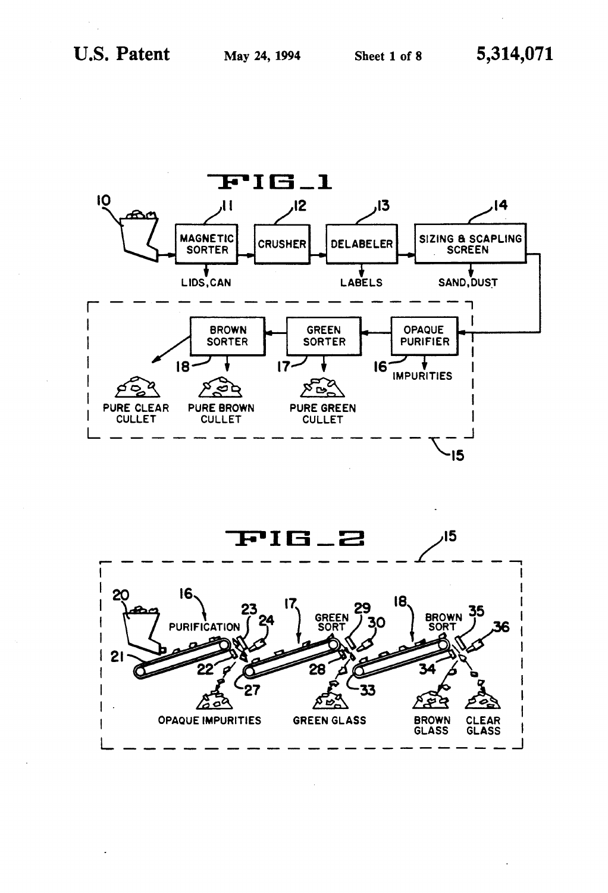FIG_1

10

11 MAGNETIC SORTER → LIDS, CAN

12 CRUSHER

13 DELABELER → LABELS

14 SIZING & SCAPLING SCREEN → SAND, DUST

16 OPAQUE PURIFIER → IMPURITIES

17 GREEN SORTER → PURE GREEN CULLET

18 BROWN SORTER → PURE BROWN CULLET, PURE CLEAR CULLET

15

FIG_2

15

20 16 PURIFICATION 23 24 21 22 27 OPAQUE IMPURITIES

17 GREEN SORT 29 30 28 33 GREEN GLASS

18 BROWN SORT 35 36 34 BROWN GLASS CLEAR GLASS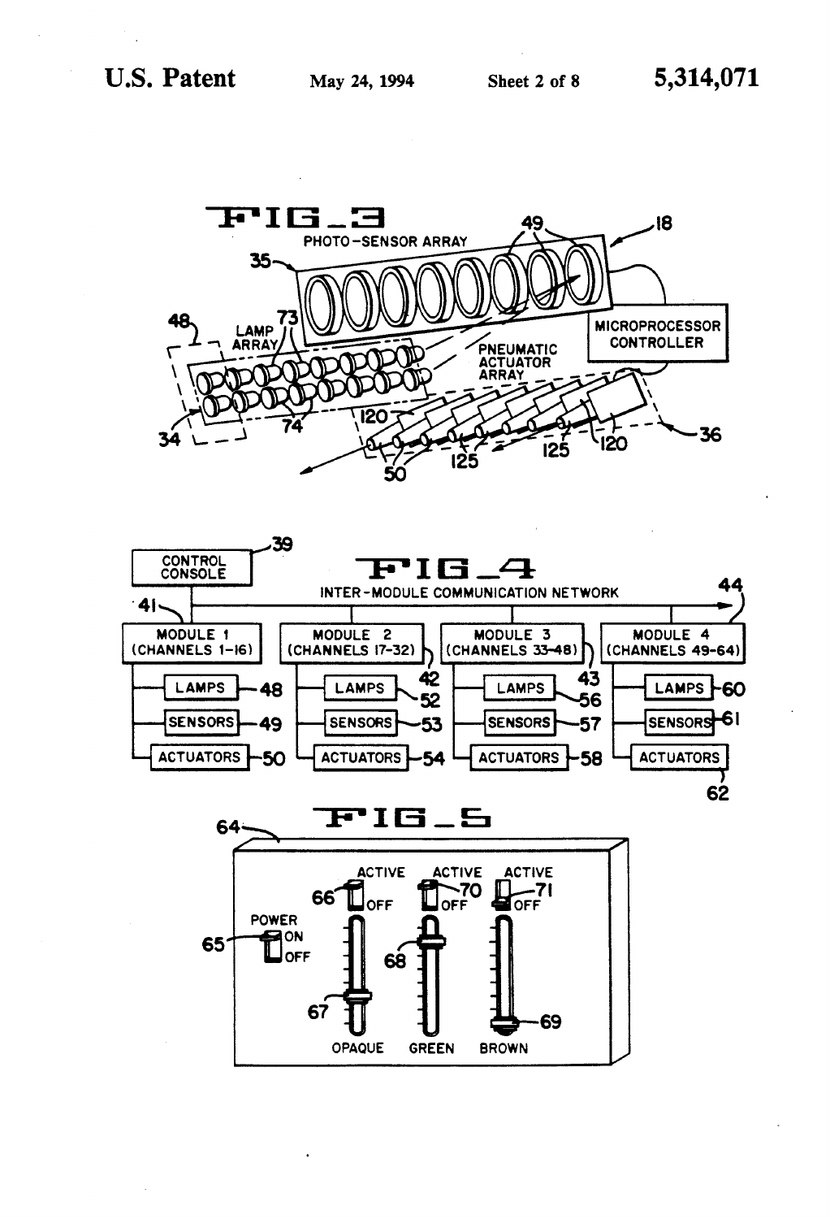FIG_3

PHOTO-SENSOR ARRAY

LAMP ARRAY

PNEUMATIC ACTUATOR ARRAY

MICROPROCESSOR CONTROLLER

18 35 48 49 73 34 74 120 50 125 36

FIG_4

CONTROL CONSOLE

INTER-MODULE COMMUNICATION NETWORK

| MODULE 1 (CHANNELS 1-16) | MODULE 2 (CHANNELS 17-32) | MODULE 3 (CHANNELS 33-48) | MODULE 4 (CHANNELS 49-64) |
|---|---|---|---|
| LAMPS 48 | LAMPS 52 | LAMPS 56 | LAMPS 60 |
| SENSORS 49 | SENSORS 53 | SENSORS 57 | SENSORS 61 |
| ACTUATORS 50 | ACTUATORS 54 | ACTUATORS 58 | ACTUATORS 62 |

39 41 42 43 44

FIG_5

POWER ON OFF

ACTIVE OFF | ACTIVE OFF | ACTIVE OFF

OPAQUE GREEN BROWN

64 65 66 67 68 69 70 71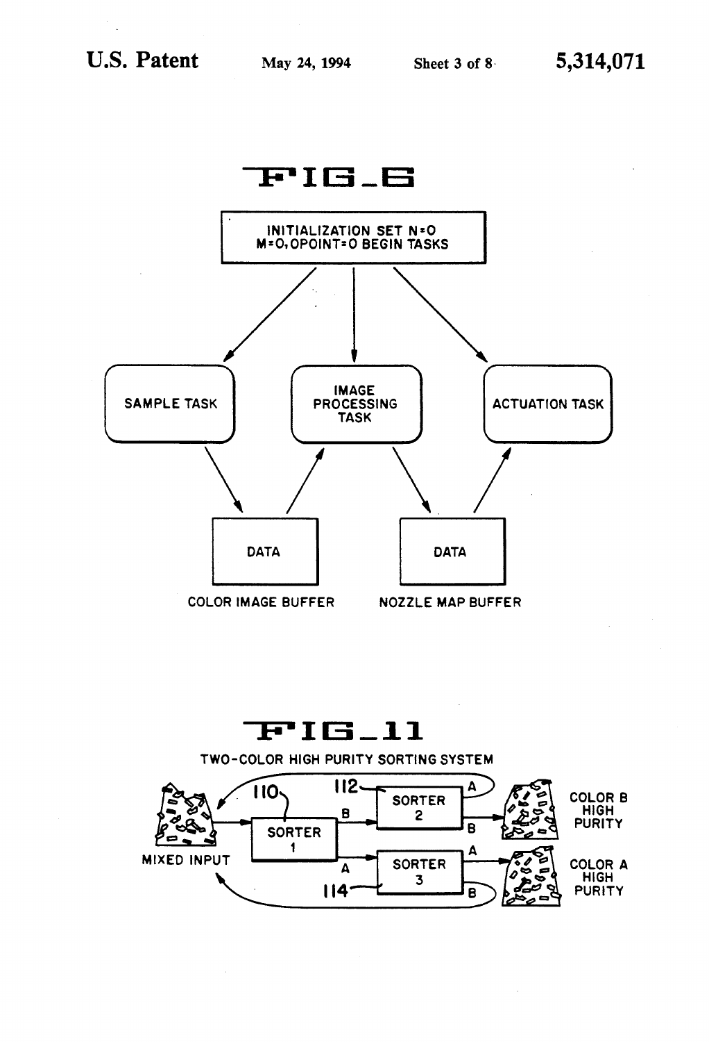## FIG_6

INITIALIZATION SET N=O M=O, OPOINT=O BEGIN TASKS

SAMPLE TASK

IMAGE PROCESSING TASK

ACTUATION TASK

DATA

COLOR IMAGE BUFFER

DATA

NOZZLE MAP BUFFER

## FIG_11

TWO-COLOR HIGH PURITY SORTING SYSTEM

MIXED INPUT

110

SORTER 1

112

SORTER 2

114

SORTER 3

A

B

COLOR B HIGH PURITY

COLOR A HIGH PURITY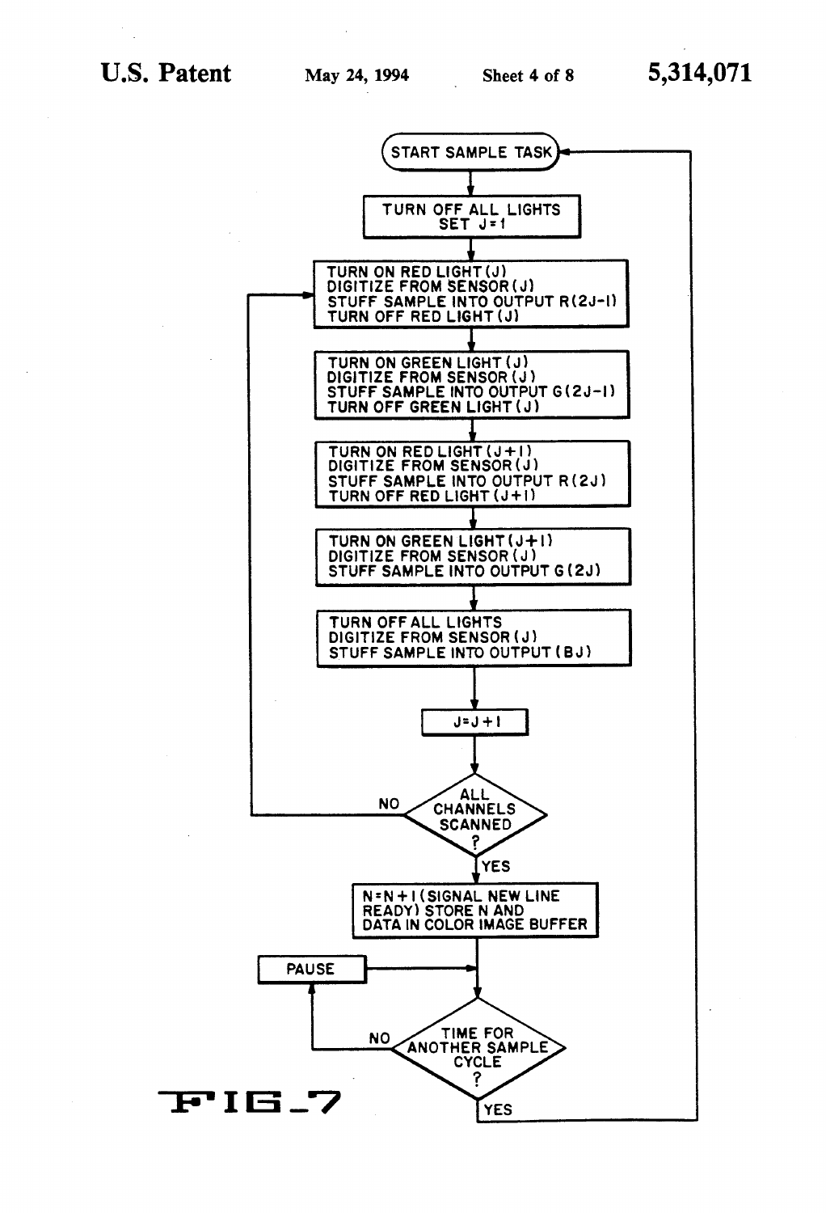START SAMPLE TASK

TURN OFF ALL LIGHTS
SET J=1

TURN ON RED LIGHT (J)
DIGITIZE FROM SENSOR (J)
STUFF SAMPLE INTO OUTPUT R(2J-1)
TURN OFF RED LIGHT (J)

TURN ON GREEN LIGHT (J)
DIGITIZE FROM SENSOR (J)
STUFF SAMPLE INTO OUTPUT G(2J-1)
TURN OFF GREEN LIGHT (J)

TURN ON RED LIGHT (J+1)
DIGITIZE FROM SENSOR (J)
STUFF SAMPLE INTO OUTPUT R(2J)
TURN OFF RED LIGHT (J+1)

TURN ON GREEN LIGHT (J+1)
DIGITIZE FROM SENSOR (J)
STUFF SAMPLE INTO OUTPUT G(2J)

TURN OFF ALL LIGHTS
DIGITIZE FROM SENSOR (J)
STUFF SAMPLE INTO OUTPUT (BJ)

J=J+1

ALL CHANNELS SCANNED? — NO / YES

N=N+1 (SIGNAL NEW LINE READY) STORE N AND DATA IN COLOR IMAGE BUFFER

PAUSE

TIME FOR ANOTHER SAMPLE CYCLE? — NO / YES

FIG_7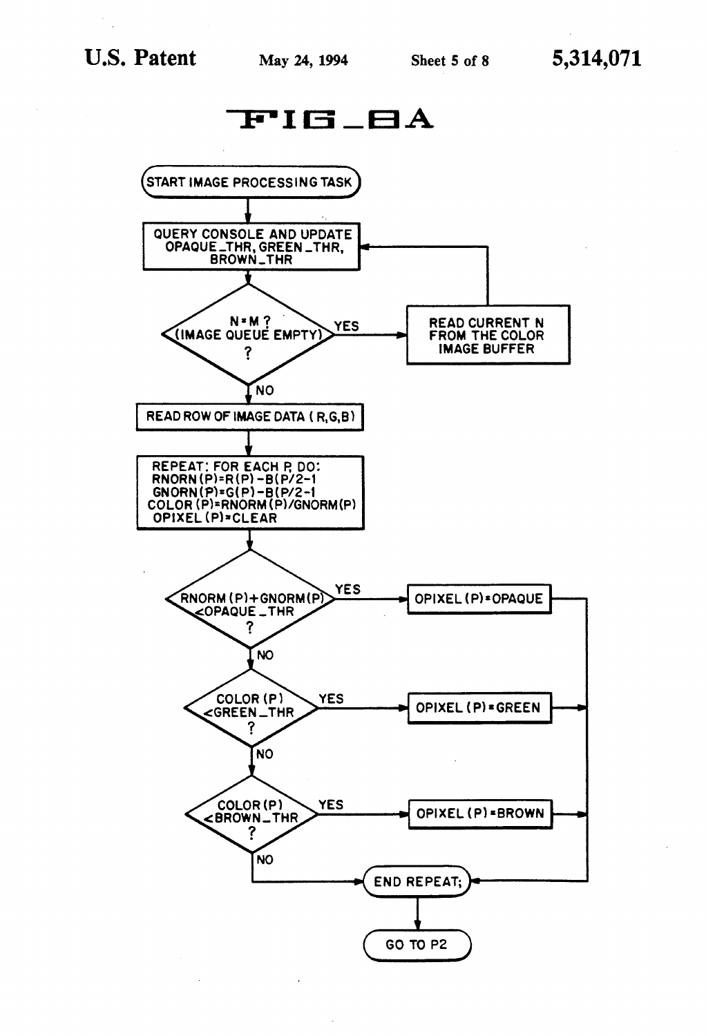# FIG_8A

START IMAGE PROCESSING TASK

QUERY CONSOLE AND UPDATE OPAQUE_THR, GREEN_THR, BROWN_THR

N=M ? (IMAGE QUEUE EMPTY) ?

YES → READ CURRENT N FROM THE COLOR IMAGE BUFFER

NO

READ ROW OF IMAGE DATA (R,G,B)

REPEAT: FOR EACH P, DO:
RNORN(P)=R(P)-B(P/2-1
GNORN(P)=G(P)-B(P/2-1
COLOR (P)=RNORM(P)/GNORM(P)
OPIXEL(P)=CLEAR

RNORM (P)+GNORM(P) <OPAQUE_THR ?

YES → OPIXEL (P)=OPAQUE

NO

COLOR (P) <GREEN_THR ?

YES → OPIXEL (P)=GREEN

NO

COLOR (P) <BROWN_THR ?

YES → OPIXEL (P)=BROWN

NO

END REPEAT;

GO TO P2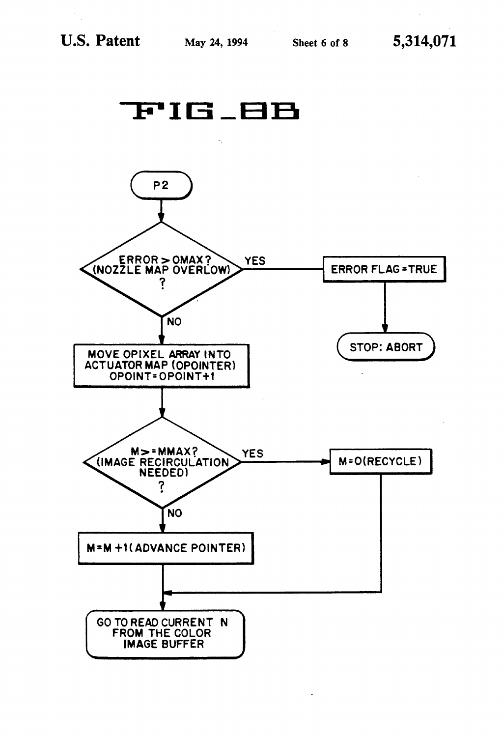# FIG_8B

P2

ERROR > OMAX? (NOZZLE MAP OVERLOW) ?

YES → ERROR FLAG = TRUE → STOP: ABORT

NO

MOVE OPIXEL ARRAY INTO ACTUATOR MAP (OPOINTER) OPOINT = OPOINT + 1

M >= MMAX? (IMAGE RECIRCULATION NEEDED) ?

YES → M = O (RECYCLE)

NO

M = M + 1 (ADVANCE POINTER)

GO TO READ CURRENT N FROM THE COLOR IMAGE BUFFER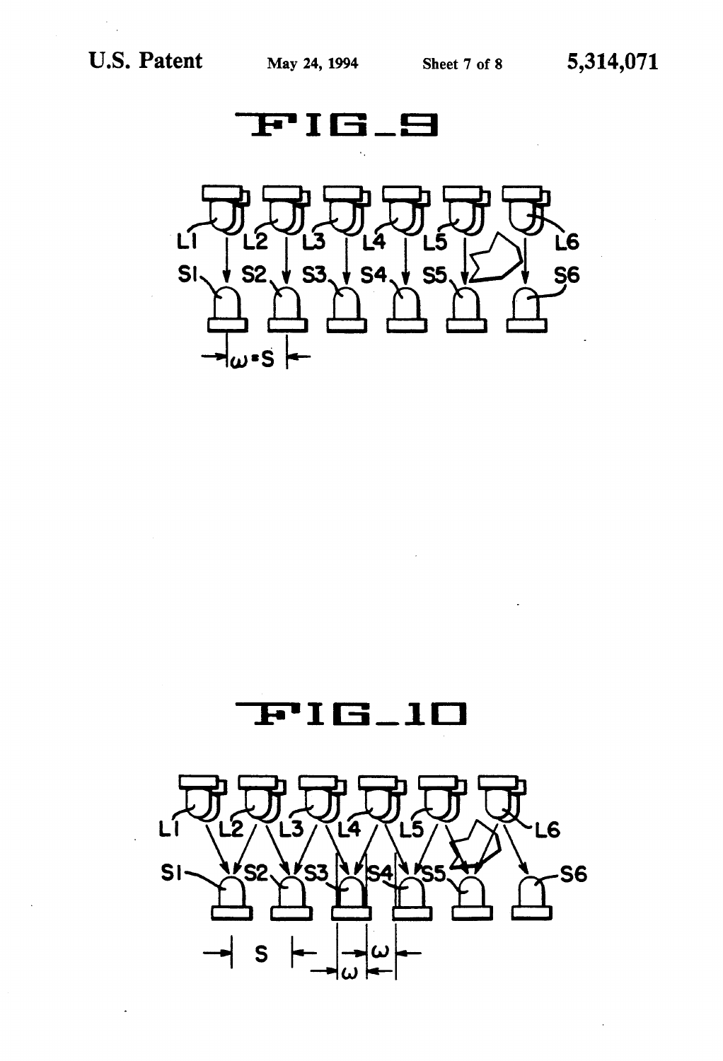FIG_9

L1 L2 L3 L4 L5 L6

S1 S2 S3 S4 S5 S6

$\omega = S$

FIG_10

L1 L2 L3 L4 L5 L6

S1 S2 S3 S4 S5 S6

S $\omega$ $\omega$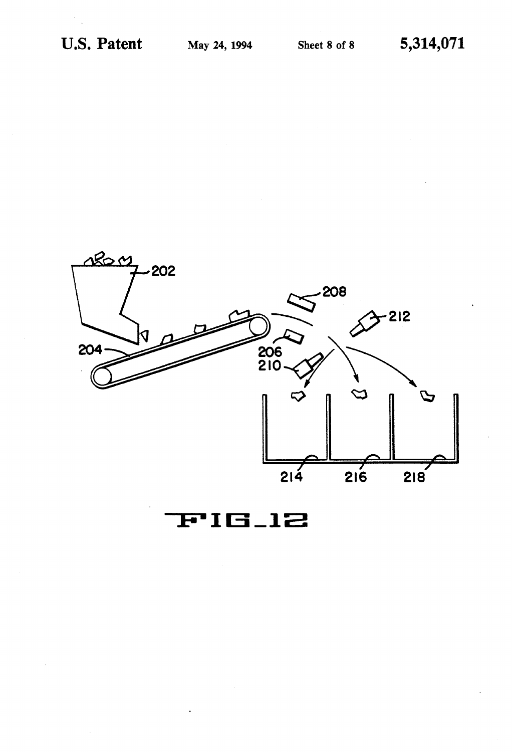FIG_12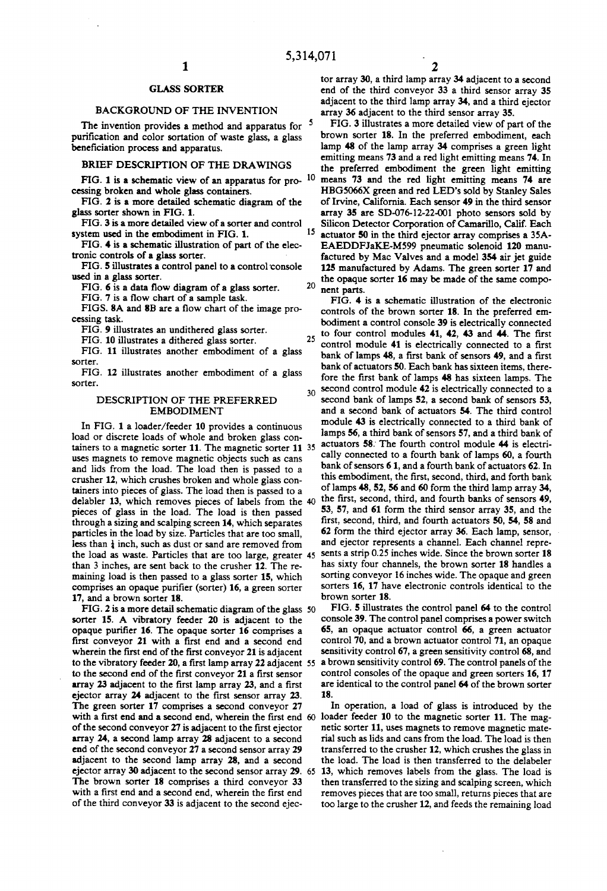# GLASS SORTER

## BACKGROUND OF THE INVENTION

The invention provides a method and apparatus for purification and color sortation of waste glass, a glass beneficiation process and apparatus.

## BRIEF DESCRIPTION OF THE DRAWINGS

FIG. 1 is a schematic view of an apparatus for processing broken and whole glass containers.

FIG. 2 is a more detailed schematic diagram of the glass sorter shown in FIG. 1.

FIG. 3 is a more detailed view of a sorter and control system used in the embodiment in FIG. 1.

FIG. 4 is a schematic illustration of part of the electronic controls of a glass sorter.

FIG. 5 illustrates a control panel to a control console used in a glass sorter.

FIG. 6 is a data flow diagram of a glass sorter.

FIG. 7 is a flow chart of a sample task.

FIGS. 8A and 8B are a flow chart of the image processing task.

FIG. 9 illustrates an undithered glass sorter.

FIG. 10 illustrates a dithered glass sorter.

FIG. 11 illustrates another embodiment of a glass sorter.

FIG. 12 illustrates another embodiment of a glass sorter.

## DESCRIPTION OF THE PREFERRED EMBODIMENT

In FIG. 1 a loader/feeder 10 provides a continuous load or discrete loads of whole and broken glass containers to a magnetic sorter 11. The magnetic sorter 11 uses magnets to remove magnetic objects such as cans and lids from the load. The load then is passed to a crusher 12, which crushes broken and whole glass containers into pieces of glass. The load then is passed to a delabler 13, which removes pieces of labels from the pieces of glass in the load. The load is then passed through a sizing and scalping screen 14, which separates particles in the load by size. Particles that are too small, less than ¼ inch, such as dust or sand are removed from the load as waste. Particles that are too large, greater than 3 inches, are sent back to the crusher 12. The remaining load is then passed to a glass sorter 15, which comprises an opaque purifier (sorter) 16, a green sorter 17, and a brown sorter 18.

FIG. 2 is a more detail schematic diagram of the glass sorter 15. A vibratory feeder 20 is adjacent to the opaque purifier 16. The opaque sorter 16 comprises a first conveyor 21 with a first end and a second end wherein the first end of the first conveyor 21 is adjacent to the vibratory feeder 20, a first lamp array 22 adjacent to the second end of the first conveyor 21 a first sensor array 23 adjacent to the first lamp array 23, and a first ejector array 24 adjacent to the first sensor array 23. The green sorter 17 comprises a second conveyor 27 with a first end and a second end, wherein the first end of the second conveyor 27 is adjacent to the first ejector array 24, a second lamp array 28 adjacent to a second end of the second conveyor 27 a second sensor array 29 adjacent to the second lamp array 28, and a second ejector array 30 adjacent to the second sensor array 29. The brown sorter 18 comprises a third conveyor 33 with a first end and a second end, wherein the first end of the third conveyor 33 is adjacent to the second ejector array 30, a third lamp array 34 adjacent to a second end of the third conveyor 33 a third sensor array 35 adjacent to the third lamp array 34, and a third ejector array 36 adjacent to the third sensor array 35.

FIG. 3 illustrates a more detailed view of part of the brown sorter 18. In the preferred embodiment, each lamp 48 of the lamp array 34 comprises a green light emitting means 73 and a red light emitting means 74. In the preferred embodiment the green light emitting means 73 and the red light emitting means 74 are HBG5066X green and red LED's sold by Stanley Sales of Irvine, California. Each sensor 49 in the third sensor array 35 are SD-076-12-22-001 photo sensors sold by Silicon Detector Corporation of Camarillo, Calif. Each actuator 50 in the third ejector array comprises a 35A-EAEDDFJaKE-M599 pneumatic solenoid 120 manufactured by Mac Valves and a model 354 air jet guide 125 manufactured by Adams. The green sorter 17 and the opaque sorter 16 may be made of the same component parts.

FIG. 4 is a schematic illustration of the electronic controls of the brown sorter 18. In the preferred embodiment a control console 39 is electrically connected to four control modules 41, 42, 43 and 44. The first control module 41 is electrically connected to a first bank of lamps 48, a first bank of sensors 49, and a first bank of actuators 50. Each bank has sixteen items, therefore the first bank of lamps 48 has sixteen lamps. The second control module 42 is electrically connected to a second bank of lamps 52, a second bank of sensors 53, and a second bank of actuators 54. The third control module 43 is electrically connected to a third bank of lamps 56, a third bank of sensors 57, and a third bank of actuators 58. The fourth control module 44 is electrically connected to a fourth bank of lamps 60, a fourth bank of sensors 61, and a fourth bank of actuators 62. In this embodiment, the first, second, third, and forth bank of lamps 48, 52, 56 and 60 form the third lamp array 34, the first, second, third, and fourth banks of sensors 49, 53, 57, and 61 form the third sensor array 35, and the first, second, third, and fourth actuators 50, 54, 58 and 62 form the third ejector array 36. Each lamp, sensor, and ejector represents a channel. Each channel represents a strip 0.25 inches wide. Since the brown sorter 18 has sixty four channels, the brown sorter 18 handles a sorting conveyor 16 inches wide. The opaque and green sorters 16, 17 have electronic controls identical to the brown sorter 18.

FIG. 5 illustrates the control panel 64 to the control console 39. The control panel comprises a power switch 65, an opaque actuator control 66, a green actuator control 70, and a brown actuator control 71, an opaque sensitivity control 67, a green sensitivity control 68, and a brown sensitivity control 69. The control panels of the control consoles of the opaque and green sorters 16, 17 are identical to the control panel 64 of the brown sorter 18.

In operation, a load of glass is introduced by the loader feeder 10 to the magnetic sorter 11. The magnetic sorter 11, uses magnets to remove magnetic material such as lids and cans from the load. The load is then transferred to the crusher 12, which crushes the glass in the load. The load is then transferred to the delabeler 13, which removes labels from the glass. The load is then transferred to the sizing and scalping screen, which removes pieces that are too small, returns pieces that are too large to the crusher 12, and feeds the remaining load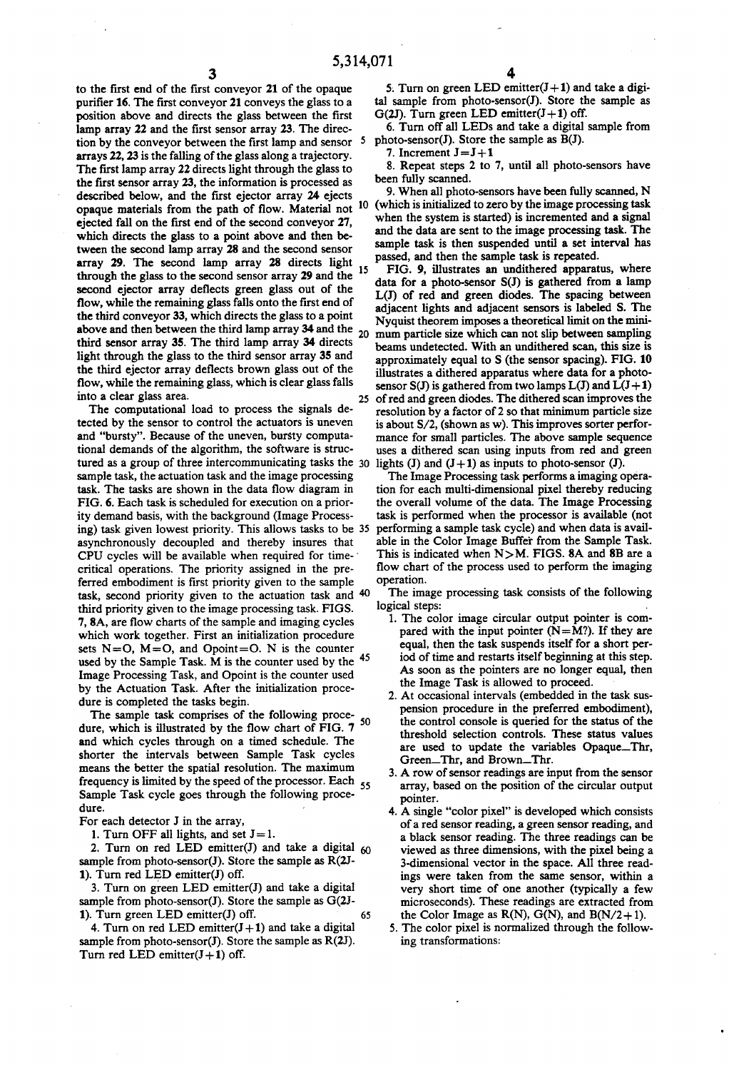to the first end of the first conveyor 21 of the opaque purifier 16. The first conveyor 21 conveys the glass to a position above and directs the glass between the first lamp array 22 and the first sensor array 23. The direction by the conveyor between the first lamp and sensor arrays 22, 23 is the falling of the glass along a trajectory. The first lamp array 22 directs light through the glass to the first sensor array 23, the information is processed as described below, and the first ejector array 24 ejects opaque materials from the path of flow. Material not ejected fall on the first end of the second conveyor 27, which directs the glass to a point above and then between the second lamp array 28 and the second sensor array 29. The second lamp array 28 directs light through the glass to the second sensor array 29 and the second ejector array deflects green glass out of the flow, while the remaining glass falls onto the first end of the third conveyor 33, which directs the glass to a point above and then between the third lamp array 34 and the third sensor array 35. The third lamp array 34 directs light through the glass to the third sensor array 35 and the third ejector array deflects brown glass out of the flow, while the remaining glass, which is clear glass falls into a clear glass area.

The computational load to process the signals detected by the sensor to control the actuators is uneven and "bursty". Because of the uneven, bursty computational demands of the algorithm, the software is structured as a group of three intercommunicating tasks the sample task, the actuation task and the image processing task. The tasks are shown in the data flow diagram in FIG. 6. Each task is scheduled for execution on a priority demand basis, with the background (Image Processing) task given lowest priority. This allows tasks to be asynchronously decoupled and thereby insures that CPU cycles will be available when required for time-critical operations. The priority assigned in the preferred embodiment is first priority given to the sample task, second priority given to the actuation task and third priority given to the image processing task. FIGS. 7, 8A, are flow charts of the sample and imaging cycles which work together. First an initialization procedure sets N=O, M=O, and Opoint=O. N is the counter used by the Sample Task. M is the counter used by the Image Processing Task, and Opoint is the counter used by the Actuation Task. After the initialization procedure is completed the tasks begin.

The sample task comprises of the following procedure, which is illustrated by the flow chart of FIG. 7 and which cycles through on a timed schedule. The shorter the intervals between Sample Task cycles means the better the spatial resolution. The maximum frequency is limited by the speed of the processor. Each Sample Task cycle goes through the following procedure.

For each detector J in the array,

1. Turn OFF all lights, and set J=1.
2. Turn on red LED emitter(J) and take a digital sample from photo-sensor(J). Store the sample as R(2J-1). Turn red LED emitter(J) off.
3. Turn on green LED emitter(J) and take a digital sample from photo-sensor(J). Store the sample as G(2J-1). Turn green LED emitter(J) off.
4. Turn on red LED emitter(J+1) and take a digital sample from photo-sensor(J). Store the sample as R(2J). Turn red LED emitter(J+1) off.
5. Turn on green LED emitter(J+1) and take a digital sample from photo-sensor(J). Store the sample as G(2J). Turn green LED emitter(J+1) off.
6. Turn off all LEDs and take a digital sample from photo-sensor(J). Store the sample as B(J).
7. Increment J=J+1
8. Repeat steps 2 to 7, until all photo-sensors have been fully scanned.
9. When all photo-sensors have been fully scanned, N (which is initialized to zero by the image processing task when the system is started) is incremented and a signal and the data are sent to the image processing task. The sample task is then suspended until a set interval has passed, and then the sample task is repeated.

FIG. 9, illustrates an undithered apparatus, where data for a photo-sensor S(J) is gathered from a lamp L(J) of red and green diodes. The spacing between adjacent lights and adjacent sensors is labeled S. The Nyquist theorem imposes a theoretical limit on the minimum particle size which can not slip between sampling beams undetected. With an undithered scan, this size is approximately equal to S (the sensor spacing). FIG. 10 illustrates a dithered apparatus where data for a photo-sensor S(J) is gathered from two lamps L(J) and L(J+1) of red and green diodes. The dithered scan improves the resolution by a factor of 2 so that minimum particle size is about S/2, (shown as w). This improves sorter performance for small particles. The above sample sequence uses a dithered scan using inputs from red and green lights (J) and (J+1) as inputs to photo-sensor (J).

The Image Processing task performs a imaging operation for each multi-dimensional pixel thereby reducing the overall volume of the data. The Image Processing task is performed when the processor is available (not performing a sample task cycle) and when data is available in the Color Image Buffer from the Sample Task. This is indicated when N>M. FIGS. 8A and 8B are a flow chart of the process used to perform the imaging operation.

The image processing task consists of the following logical steps:

1. The color image circular output pointer is compared with the input pointer (N=M?). If they are equal, then the task suspends itself for a short period of time and restarts itself beginning at this step. As soon as the pointers are no longer equal, then the Image Task is allowed to proceed.
2. At occasional intervals (embedded in the task suspension procedure in the preferred embodiment), the control console is queried for the status of the threshold selection controls. These status values are used to update the variables Opaque_Thr, Green_Thr, and Brown_Thr.
3. A row of sensor readings are input from the sensor array, based on the position of the circular output pointer.
4. A single "color pixel" is developed which consists of a red sensor reading, a green sensor reading, and a black sensor reading. The three readings can be viewed as three dimensions, with the pixel being a 3-dimensional vector in the space. All three readings were taken from the same sensor, within a very short time of one another (typically a few microseconds). These readings are extracted from the Color Image as R(N), G(N), and B(N/2+1).
5. The color pixel is normalized through the following transformations: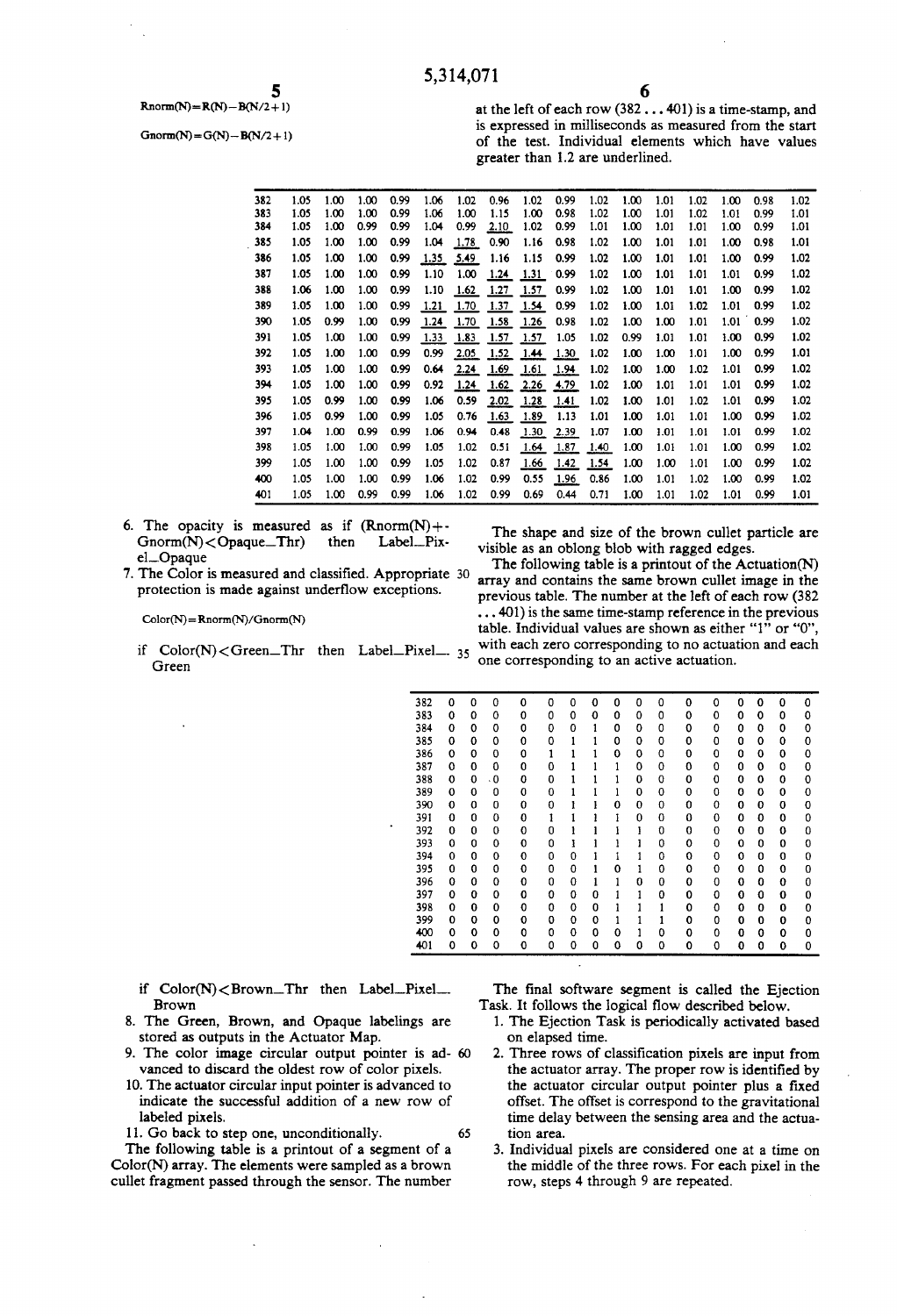$$Rnorm(N) = R(N) - B(N/2+1)$$

$$Gnorm(N) = G(N) - B(N/2+1)$$

6. The opacity is measured as if (Rnorm(N)+Gnorm(N)<Opaque_Thr) then Label_Pixel_Opaque
7. The Color is measured and classified. Appropriate protection is made against underflow exceptions.

$$Color(N) = Rnorm(N)/Gnorm(N)$$

if Color(N)<Green_Thr then Label_Pixel_Green

if Color(N)<Brown_Thr then Label_Pixel_Brown

8. The Green, Brown, and Opaque labelings are stored as outputs in the Actuator Map.
9. The color image circular output pointer is advanced to discard the oldest row of color pixels.
10. The actuator circular input pointer is advanced to indicate the successful addition of a new row of labeled pixels.
11. Go back to step one, unconditionally.

The following table is a printout of a segment of a Color(N) array. The elements were sampled as a brown cullet fragment passed through the sensor. The number at the left of each row (382 . . . 401) is a time-stamp, and is expressed in milliseconds as measured from the start of the test. Individual elements which have values greater than 1.2 are underlined.

| | | | | | | | | | | | | | | | | |
|---|---|---|---|---|---|---|---|---|---|---|---|---|---|---|---|---|
| 382 | 1.05 | 1.00 | 1.00 | 0.99 | 1.06 | 1.02 | 0.96 | 1.02 | 0.99 | 1.02 | 1.00 | 1.01 | 1.02 | 1.00 | 0.98 | 1.02 |
| 383 | 1.05 | 1.00 | 1.00 | 0.99 | 1.06 | 1.00 | 1.15 | 1.00 | 0.98 | 1.02 | 1.00 | 1.01 | 1.02 | 1.01 | 0.99 | 1.01 |
| 384 | 1.05 | 1.00 | 0.99 | 0.99 | 1.04 | 0.99 | <u>2.10</u> | 1.02 | 0.99 | 1.01 | 1.00 | 1.01 | 1.01 | 1.00 | 0.99 | 1.01 |
| 385 | 1.05 | 1.00 | 1.00 | 0.99 | 1.04 | <u>1.78</u> | 0.90 | 1.16 | 0.98 | 1.02 | 1.00 | 1.01 | 1.01 | 1.00 | 0.98 | 1.01 |
| 386 | 1.05 | 1.00 | 1.00 | 0.99 | <u>1.35</u> | <u>5.49</u> | 1.16 | 1.15 | 0.99 | 1.02 | 1.00 | 1.01 | 1.01 | 1.00 | 0.99 | 1.02 |
| 387 | 1.05 | 1.00 | 1.00 | 0.99 | 1.10 | 1.00 | <u>1.24</u> | <u>1.31</u> | 0.99 | 1.02 | 1.00 | 1.01 | 1.01 | 1.01 | 0.99 | 1.02 |
| 388 | 1.06 | 1.00 | 1.00 | 0.99 | 1.10 | <u>1.62</u> | <u>1.27</u> | <u>1.57</u> | 0.99 | 1.02 | 1.00 | 1.01 | 1.01 | 1.00 | 0.99 | 1.02 |
| 389 | 1.05 | 1.00 | 1.00 | 0.99 | <u>1.21</u> | <u>1.70</u> | <u>1.37</u> | <u>1.54</u> | 0.99 | 1.02 | 1.00 | 1.01 | 1.02 | 1.01 | 0.99 | 1.02 |
| 390 | 1.05 | 0.99 | 1.00 | 0.99 | <u>1.24</u> | <u>1.70</u> | <u>1.58</u> | <u>1.26</u> | 0.98 | 1.02 | 1.00 | 1.00 | 1.01 | 1.01 | 0.99 | 1.02 |
| 391 | 1.05 | 1.00 | 1.00 | 0.99 | <u>1.33</u> | <u>1.83</u> | <u>1.57</u> | <u>1.57</u> | 1.05 | 1.02 | 0.99 | 1.01 | 1.01 | 1.00 | 0.99 | 1.02 |
| 392 | 1.05 | 1.00 | 1.00 | 0.99 | 0.99 | <u>2.05</u> | <u>1.52</u> | <u>1.44</u> | <u>1.30</u> | 1.02 | 1.00 | 1.00 | 1.01 | 1.00 | 0.99 | 1.01 |
| 393 | 1.05 | 1.00 | 1.00 | 0.99 | 0.64 | <u>2.24</u> | <u>1.69</u> | <u>1.61</u> | <u>1.94</u> | 1.02 | 1.00 | 1.00 | 1.02 | 1.01 | 0.99 | 1.02 |
| 394 | 1.05 | 1.00 | 1.00 | 0.99 | 0.92 | <u>1.24</u> | <u>1.62</u> | <u>2.26</u> | <u>4.79</u> | 1.02 | 1.00 | 1.01 | 1.01 | 1.01 | 0.99 | 1.02 |
| 395 | 1.05 | 0.99 | 1.00 | 0.99 | 1.06 | 0.59 | <u>2.02</u> | <u>1.28</u> | <u>1.41</u> | 1.02 | 1.00 | 1.01 | 1.02 | 1.01 | 0.99 | 1.02 |
| 396 | 1.05 | 0.99 | 1.00 | 0.99 | 1.05 | 0.76 | <u>1.63</u> | <u>1.89</u> | 1.13 | 1.01 | 1.00 | 1.01 | 1.01 | 1.00 | 0.99 | 1.02 |
| 397 | 1.04 | 1.00 | 0.99 | 0.99 | 1.06 | 0.94 | 0.48 | <u>1.30</u> | <u>2.39</u> | 1.07 | 1.00 | 1.01 | 1.01 | 1.01 | 0.99 | 1.02 |
| 398 | 1.05 | 1.00 | 1.00 | 0.99 | 1.05 | 1.02 | 0.51 | <u>1.64</u> | <u>1.87</u> | <u>1.40</u> | 1.00 | 1.01 | 1.01 | 1.00 | 0.99 | 1.02 |
| 399 | 1.05 | 1.00 | 1.00 | 0.99 | 1.05 | 1.02 | 0.87 | <u>1.66</u> | <u>1.42</u> | <u>1.54</u> | 1.00 | 1.00 | 1.01 | 1.00 | 0.99 | 1.02 |
| 400 | 1.05 | 1.00 | 1.00 | 0.99 | 1.06 | 1.02 | 0.99 | 0.55 | <u>1.96</u> | 0.86 | 1.00 | 1.01 | 1.02 | 1.00 | 0.99 | 1.02 |
| 401 | 1.05 | 1.00 | 0.99 | 0.99 | 1.06 | 1.02 | 0.99 | 0.69 | 0.44 | 0.71 | 1.00 | 1.01 | 1.02 | 1.01 | 0.99 | 1.01 |

The shape and size of the brown cullet particle are visible as an oblong blob with ragged edges.

The following table is a printout of the Actuation(N) array and contains the same brown cullet image in the previous table. The number at the left of each row (382 . . . 401) is the same time-stamp reference in the previous table. Individual values are shown as either "1" or "0", with each zero corresponding to no actuation and each one corresponding to an active actuation.

| | | | | | | | | | | | | | | | | |
|---|---|---|---|---|---|---|---|---|---|---|---|---|---|---|---|---|
| 382 | 0 | 0 | 0 | 0 | 0 | 0 | 0 | 0 | 0 | 0 | 0 | 0 | 0 | 0 | 0 | 0 |
| 383 | 0 | 0 | 0 | 0 | 0 | 0 | 0 | 0 | 0 | 0 | 0 | 0 | 0 | 0 | 0 | 0 |
| 384 | 0 | 0 | 0 | 0 | 0 | 0 | 1 | 0 | 0 | 0 | 0 | 0 | 0 | 0 | 0 | 0 |
| 385 | 0 | 0 | 0 | 0 | 0 | 1 | 1 | 0 | 0 | 0 | 0 | 0 | 0 | 0 | 0 | 0 |
| 386 | 0 | 0 | 0 | 0 | 1 | 1 | 1 | 0 | 0 | 0 | 0 | 0 | 0 | 0 | 0 | 0 |
| 387 | 0 | 0 | 0 | 0 | 0 | 1 | 1 | 1 | 0 | 0 | 0 | 0 | 0 | 0 | 0 | 0 |
| 388 | 0 | 0 | 0 | 0 | 0 | 1 | 1 | 1 | 0 | 0 | 0 | 0 | 0 | 0 | 0 | 0 |
| 389 | 0 | 0 | 0 | 0 | 0 | 1 | 1 | 1 | 0 | 0 | 0 | 0 | 0 | 0 | 0 | 0 |
| 390 | 0 | 0 | 0 | 0 | 0 | 1 | 1 | 0 | 0 | 0 | 0 | 0 | 0 | 0 | 0 | 0 |
| 391 | 0 | 0 | 0 | 0 | 1 | 1 | 1 | 1 | 0 | 0 | 0 | 0 | 0 | 0 | 0 | 0 |
| 392 | 0 | 0 | 0 | 0 | 0 | 1 | 1 | 1 | 1 | 0 | 0 | 0 | 0 | 0 | 0 | 0 |
| 393 | 0 | 0 | 0 | 0 | 0 | 1 | 1 | 1 | 1 | 0 | 0 | 0 | 0 | 0 | 0 | 0 |
| 394 | 0 | 0 | 0 | 0 | 0 | 0 | 1 | 1 | 1 | 0 | 0 | 0 | 0 | 0 | 0 | 0 |
| 395 | 0 | 0 | 0 | 0 | 0 | 0 | 1 | 0 | 1 | 0 | 0 | 0 | 0 | 0 | 0 | 0 |
| 396 | 0 | 0 | 0 | 0 | 0 | 0 | 1 | 1 | 0 | 0 | 0 | 0 | 0 | 0 | 0 | 0 |
| 397 | 0 | 0 | 0 | 0 | 0 | 0 | 0 | 1 | 1 | 0 | 0 | 0 | 0 | 0 | 0 | 0 |
| 398 | 0 | 0 | 0 | 0 | 0 | 0 | 0 | 1 | 1 | 1 | 0 | 0 | 0 | 0 | 0 | 0 |
| 399 | 0 | 0 | 0 | 0 | 0 | 0 | 0 | 1 | 1 | 1 | 0 | 0 | 0 | 0 | 0 | 0 |
| 400 | 0 | 0 | 0 | 0 | 0 | 0 | 0 | 0 | 1 | 0 | 0 | 0 | 0 | 0 | 0 | 0 |
| 401 | 0 | 0 | 0 | 0 | 0 | 0 | 0 | 0 | 0 | 0 | 0 | 0 | 0 | 0 | 0 | 0 |

The final software segment is called the Ejection Task. It follows the logical flow described below.

1. The Ejection Task is periodically activated based on elapsed time.
2. Three rows of classification pixels are input from the actuator array. The proper row is identified by the actuator circular output pointer plus a fixed offset. The offset is correspond to the gravitational time delay between the sensing area and the actuation area.
3. Individual pixels are considered one at a time on the middle of the three rows. For each pixel in the row, steps 4 through 9 are repeated.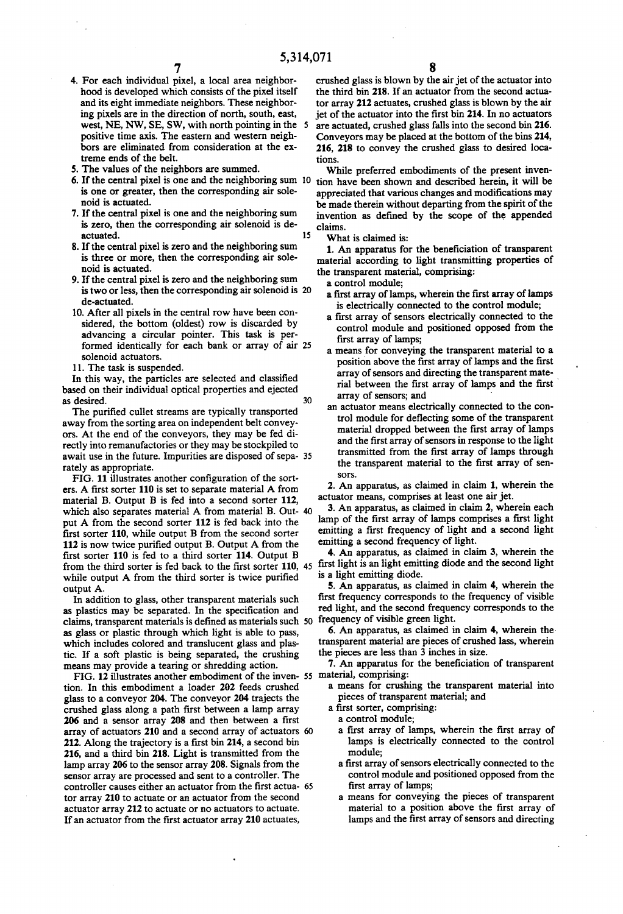4. For each individual pixel, a local area neighborhood is developed which consists of the pixel itself and its eight immediate neighbors. These neighboring pixels are in the direction of north, south, east, west, NE, NW, SE, SW, with north pointing in the positive time axis. The eastern and western neighbors are eliminated from consideration at the extreme ends of the belt.
5. The values of the neighbors are summed.
6. If the central pixel is one and the neighboring sum is one or greater, then the corresponding air solenoid is actuated.
7. If the central pixel is one and the neighboring sum is zero, then the corresponding air solenoid is de-actuated.
8. If the central pixel is zero and the neighboring sum is three or more, then the corresponding air solenoid is actuated.
9. If the central pixel is zero and the neighboring sum is two or less, then the corresponding air solenoid is de-actuated.
10. After all pixels in the central row have been considered, the bottom (oldest) row is discarded by advancing a circular pointer. This task is performed identically for each bank or array of air solenoid actuators.
11. The task is suspended.

In this way, the particles are selected and classified based on their individual optical properties and ejected as desired.

The purified cullet streams are typically transported away from the sorting area on independent belt conveyors. At the end of the conveyors, they may be fed directly into remanufactories or they may be stockpiled to await use in the future. Impurities are disposed of separately as appropriate.

FIG. 11 illustrates another configuration of the sorters. A first sorter 110 is set to separate material A from material B. Output B is fed into a second sorter 112, which also separates material A from material B. Output A from the second sorter 112 is fed back into the first sorter 110, while output B from the second sorter 112 is now twice purified output B. Output A from the first sorter 110 is fed to a third sorter 114. Output B from the third sorter is fed back to the first sorter 110, while output A from the third sorter is twice purified output A.

In addition to glass, other transparent materials such as plastics may be separated. In the specification and claims, transparent materials is defined as materials such as glass or plastic through which light is able to pass, which includes colored and translucent glass and plastic. If a soft plastic is being separated, the crushing means may provide a tearing or shredding action.

FIG. 12 illustrates another embodiment of the invention. In this embodiment a loader 202 feeds crushed glass to a conveyor 204. The conveyor 204 trajects the crushed glass along a path first between a lamp array 206 and a sensor array 208 and then between a first array of actuators 210 and a second array of actuators 212. Along the trajectory is a first bin 214, a second bin 216, and a third bin 218. Light is transmitted from the lamp array 206 to the sensor array 208. Signals from the sensor array are processed and sent to a controller. The controller causes either an actuator from the first actuator array 210 to actuate or an actuator from the second actuator array 212 to actuate or no actuators to actuate. If an actuator from the first actuator array 210 actuates, crushed glass is blown by the air jet of the actuator into the third bin 218. If an actuator from the second actuator array 212 actuates, crushed glass is blown by the air jet of the actuator into the first bin 214. In no actuators are actuated, crushed glass falls into the second bin 216. Conveyors may be placed at the bottom of the bins 214, 216, 218 to convey the crushed glass to desired locations.

While preferred embodiments of the present invention have been shown and described herein, it will be appreciated that various changes and modifications may be made therein without departing from the spirit of the invention as defined by the scope of the appended claims.

What is claimed is:

1. An apparatus for the beneficiation of transparent material according to light transmitting properties of the transparent material, comprising:
   - a control module;
   - a first array of lamps, wherein the first array of lamps is electrically connected to the control module;
   - a first array of sensors electrically connected to the control module and positioned opposed from the first array of lamps;
   - a means for conveying the transparent material to a position above the first array of lamps and the first array of sensors and directing the transparent material between the first array of lamps and the first array of sensors; and
   - an actuator means electrically connected to the control module for deflecting some of the transparent material dropped between the first array of lamps and the first array of sensors in response to the light transmitted from the first array of lamps through the transparent material to the first array of sensors.

2. An apparatus, as claimed in claim 1, wherein the actuator means, comprises at least one air jet.

3. An apparatus, as claimed in claim 2, wherein each lamp of the first array of lamps comprises a first light emitting a first frequency of light and a second light emitting a second frequency of light.

4. An apparatus, as claimed in claim 3, wherein the first light is an light emitting diode and the second light is a light emitting diode.

5. An apparatus, as claimed in claim 4, wherein the first frequency corresponds to the frequency of visible red light, and the second frequency corresponds to the frequency of visible green light.

6. An apparatus, as claimed in claim 4, wherein the transparent material are pieces of crushed lass, wherein the pieces are less than 3 inches in size.

7. An apparatus for the beneficiation of transparent material, comprising:
   - a means for crushing the transparent material into pieces of transparent material; and
   - a first sorter, comprising:
     - a control module;
     - a first array of lamps, wherein the first array of lamps is electrically connected to the control module;
     - a first array of sensors electrically connected to the control module and positioned opposed from the first array of lamps;
     - a means for conveying the pieces of transparent material to a position above the first array of lamps and the first array of sensors and directing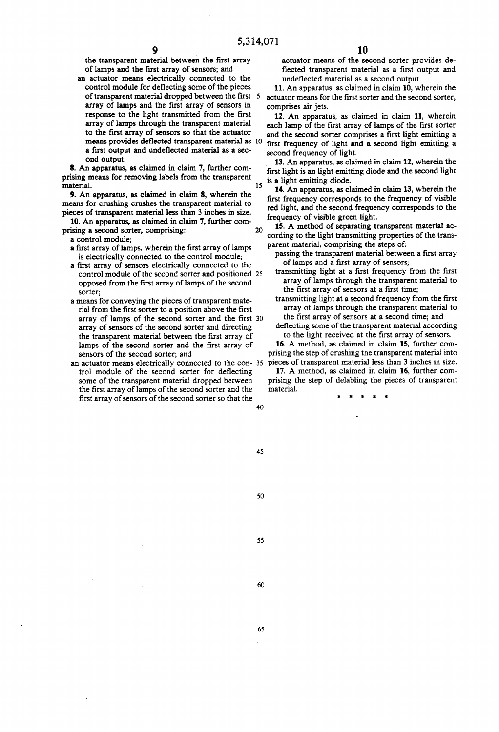the transparent material between the first array of lamps and the first array of sensors; and

an actuator means electrically connected to the control module for deflecting some of the pieces of transparent material dropped between the first array of lamps and the first array of sensors in response to the light transmitted from the first array of lamps through the transparent material to the first array of sensors so that the actuator means provides deflected transparent material as a first output and undeflected material as a second output.

**8.** An apparatus, as claimed in claim **7**, further comprising means for removing labels from the transparent material.

**9.** An apparatus, as claimed in claim **8**, wherein the means for crushing crushes the transparent material to pieces of transparent material less than 3 inches in size.

**10.** An apparatus, as claimed in claim **7**, further comprising a second sorter, comprising:

a control module;

a first array of lamps, wherein the first array of lamps is electrically connected to the control module;

a first array of sensors electrically connected to the control module of the second sorter and positioned opposed from the first array of lamps of the second sorter;

a means for conveying the pieces of transparent material from the first sorter to a position above the first array of lamps of the second sorter and the first array of sensors of the second sorter and directing the transparent material between the first array of lamps of the second sorter and the first array of sensors of the second sorter; and

an actuator means electrically connected to the control module of the second sorter for deflecting some of the transparent material dropped between the first array of lamps of the second sorter and the first array of sensors of the second sorter so that the actuator means of the second sorter provides deflected transparent material as a first output and undeflected material as a second output

**11.** An apparatus, as claimed in claim **10**, wherein the actuator means for the first sorter and the second sorter, comprises air jets.

**12.** An apparatus, as claimed in claim **11**, wherein each lamp of the first array of lamps of the first sorter and the second sorter comprises a first light emitting a first frequency of light and a second light emitting a second frequency of light.

**13.** An apparatus, as claimed in claim **12**, wherein the first light is an light emitting diode and the second light is a light emitting diode.

**14.** An apparatus, as claimed in claim **13**, wherein the first frequency corresponds to the frequency of visible red light, and the second frequency corresponds to the frequency of visible green light.

**15.** A method of separating transparent material according to the light transmitting properties of the transparent material, comprising the steps of:

passing the transparent material between a first array of lamps and a first array of sensors;

transmitting light at a first frequency from the first array of lamps through the transparent material to the first array of sensors at a first time;

transmitting light at a second frequency from the first array of lamps through the transparent material to the first array of sensors at a second time; and

deflecting some of the transparent material according to the light received at the first array of sensors.

**16.** A method, as claimed in claim **15**, further comprising the step of crushing the transparent material into pieces of transparent material less than 3 inches in size.

**17.** A method, as claimed in claim **16**, further comprising the step of delabling the pieces of transparent material.

* * * * *